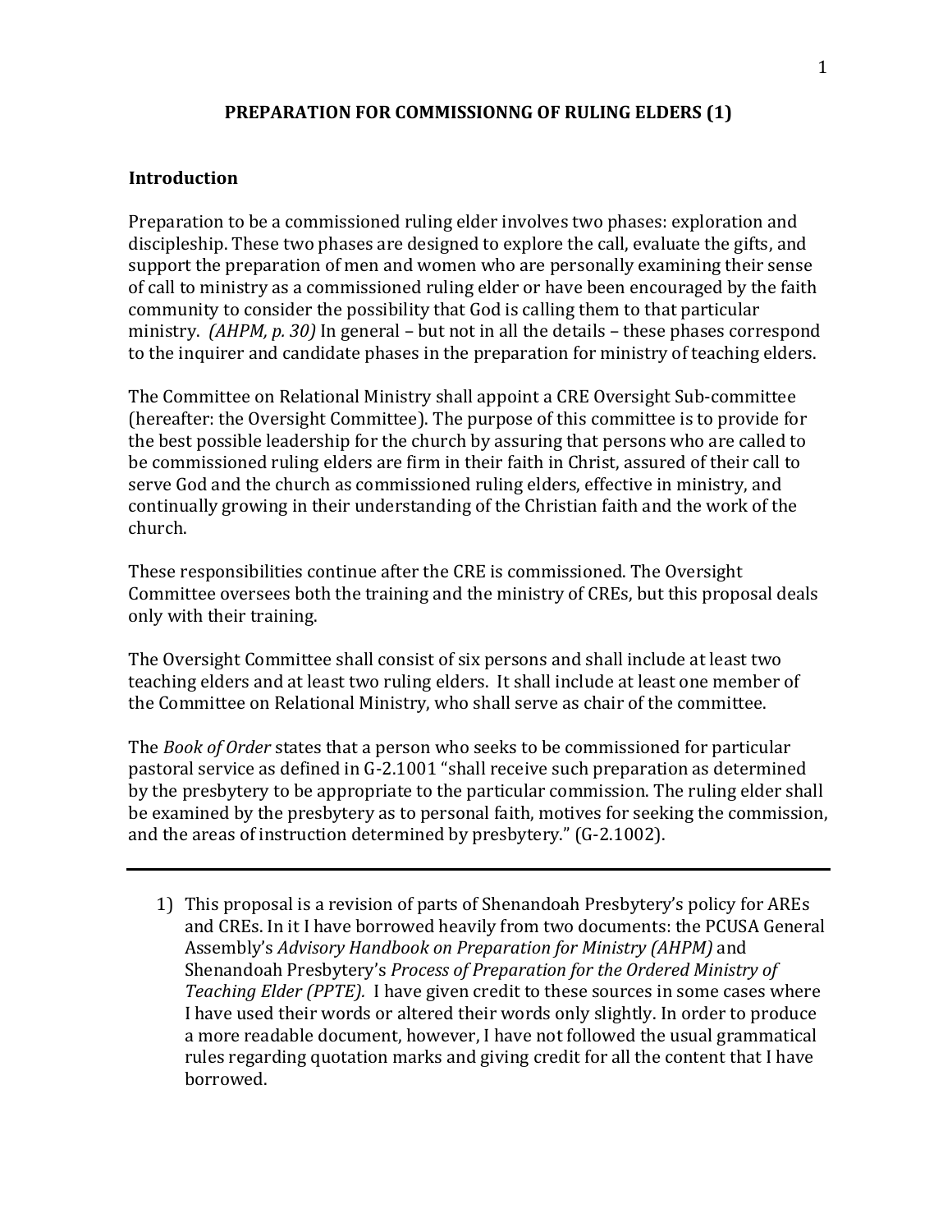# PREPARATION FOR COMMISSIONNG OF RULING ELDERS (1)

## Introduction

Preparation to be a commissioned ruling elder involves two phases: exploration and discipleship. These two phases are designed to explore the call, evaluate the gifts, and support the preparation of men and women who are personally examining their sense of call to ministry as a commissioned ruling elder or have been encouraged by the faith community to consider the possibility that God is calling them to that particular ministry. *(AHPM, p. 30)* In general – but not in all the details – these phases correspond to the inquirer and candidate phases in the preparation for ministry of teaching elders.

The Committee on Relational Ministry shall appoint a CRE Oversight Sub-committee (hereafter: the Oversight Committee). The purpose of this committee is to provide for the best possible leadership for the church by assuring that persons who are called to be commissioned ruling elders are firm in their faith in Christ, assured of their call to serve God and the church as commissioned ruling elders, effective in ministry, and continually growing in their understanding of the Christian faith and the work of the church.

These responsibilities continue after the CRE is commissioned. The Oversight Committee oversees both the training and the ministry of CREs, but this proposal deals only with their training.

The Oversight Committee shall consist of six persons and shall include at least two teaching elders and at least two ruling elders. It shall include at least one member of the Committee on Relational Ministry, who shall serve as chair of the committee.

The *Book of Order* states that a person who seeks to be commissioned for particular pastoral service as defined in G-2.1001 "shall receive such preparation as determined by the presbytery to be appropriate to the particular commission. The ruling elder shall be examined by the presbytery as to personal faith, motives for seeking the commission, and the areas of instruction determined by presbytery." (G-2.1002).

---

1) This proposal is a revision of parts of Shenandoah Presbytery's policy for AREs and CREs. In it I have borrowed heavily from two documents: the PCUSA General Assembly's *Advisory Handbook on Preparation for Ministry (AHPM)* and Shenandoah Presbytery's *Process of Preparation for the Ordered Ministry of Teaching Elder (PPTE).* I have given credit to these sources in some cases where I have used their words or altered their words only slightly. In order to produce a more readable document, however, I have not followed the usual grammatical rules regarding quotation marks and giving credit for all the content that I have borrowed.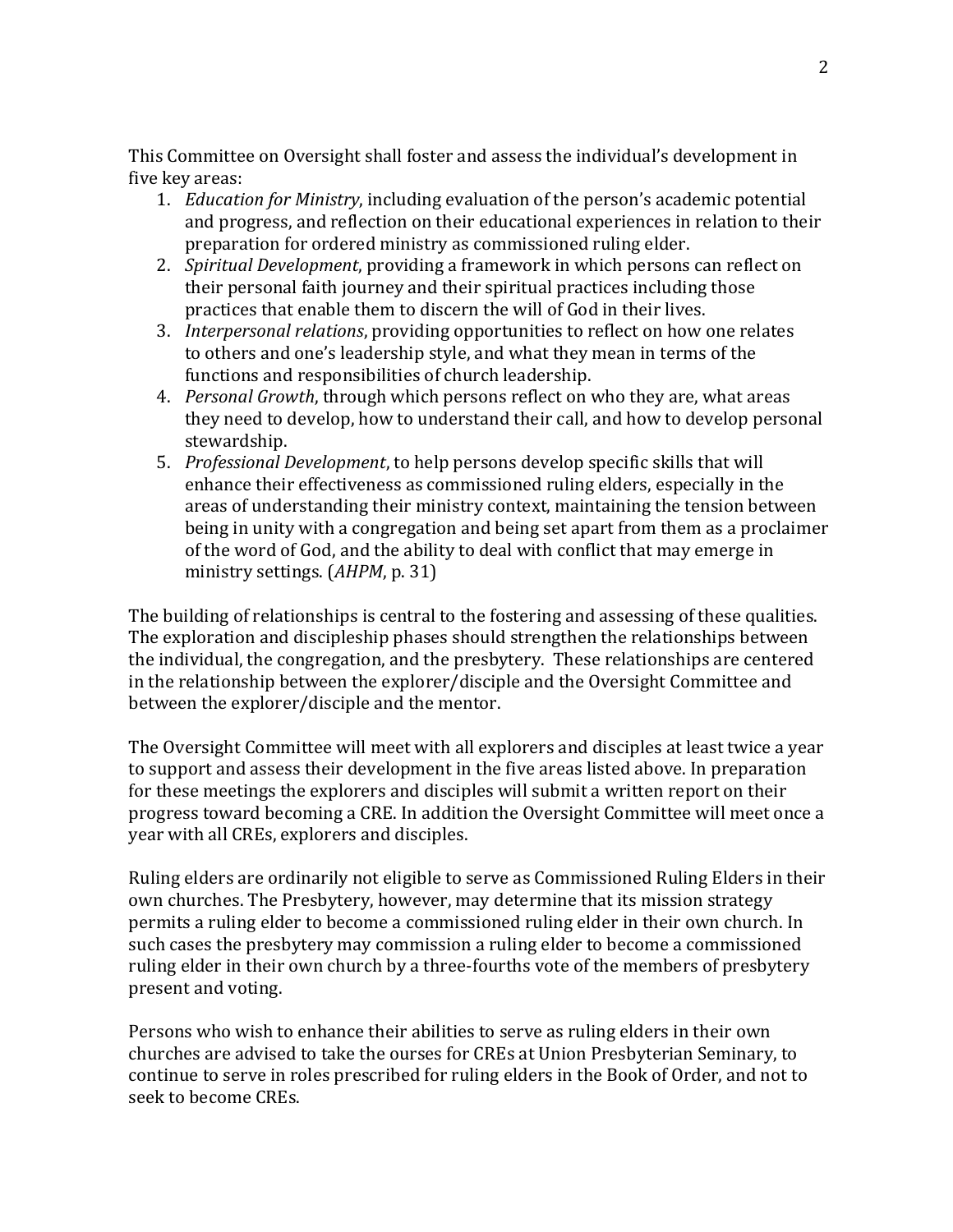This Committee on Oversight shall foster and assess the individual's development in five key areas:

1. *Education for Ministry*, including evaluation of the person's academic potential and progress, and reflection on their educational experiences in relation to their preparation for ordered ministry as commissioned ruling elder.
2. *Spiritual Development*, providing a framework in which persons can reflect on their personal faith journey and their spiritual practices including those practices that enable them to discern the will of God in their lives.
3. *Interpersonal relations*, providing opportunities to reflect on how one relates to others and one's leadership style, and what they mean in terms of the functions and responsibilities of church leadership.
4. *Personal Growth*, through which persons reflect on who they are, what areas they need to develop, how to understand their call, and how to develop personal stewardship.
5. *Professional Development*, to help persons develop specific skills that will enhance their effectiveness as commissioned ruling elders, especially in the areas of understanding their ministry context, maintaining the tension between being in unity with a congregation and being set apart from them as a proclaimer of the word of God, and the ability to deal with conflict that may emerge in ministry settings. (*AHPM*, p. 31)

The building of relationships is central to the fostering and assessing of these qualities. The exploration and discipleship phases should strengthen the relationships between the individual, the congregation, and the presbytery. These relationships are centered in the relationship between the explorer/disciple and the Oversight Committee and between the explorer/disciple and the mentor.

The Oversight Committee will meet with all explorers and disciples at least twice a year to support and assess their development in the five areas listed above. In preparation for these meetings the explorers and disciples will submit a written report on their progress toward becoming a CRE. In addition the Oversight Committee will meet once a year with all CREs, explorers and disciples.

Ruling elders are ordinarily not eligible to serve as Commissioned Ruling Elders in their own churches. The Presbytery, however, may determine that its mission strategy permits a ruling elder to become a commissioned ruling elder in their own church. In such cases the presbytery may commission a ruling elder to become a commissioned ruling elder in their own church by a three-fourths vote of the members of presbytery present and voting.

Persons who wish to enhance their abilities to serve as ruling elders in their own churches are advised to take the ourses for CREs at Union Presbyterian Seminary, to continue to serve in roles prescribed for ruling elders in the Book of Order, and not to seek to become CREs.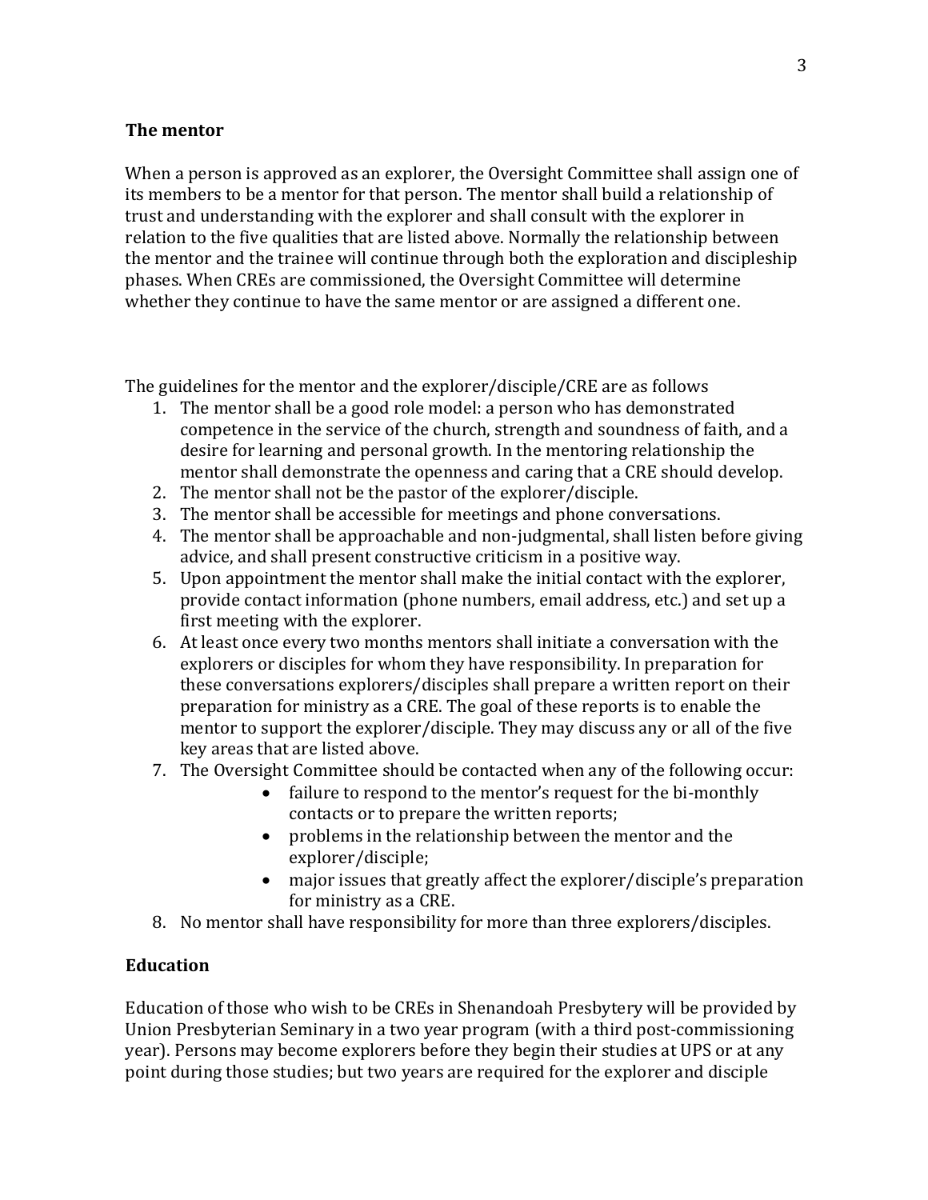### The mentor

When a person is approved as an explorer, the Oversight Committee shall assign one of its members to be a mentor for that person. The mentor shall build a relationship of trust and understanding with the explorer and shall consult with the explorer in relation to the five qualities that are listed above. Normally the relationship between the mentor and the trainee will continue through both the exploration and discipleship phases. When CREs are commissioned, the Oversight Committee will determine whether they continue to have the same mentor or are assigned a different one.

The guidelines for the mentor and the explorer/disciple/CRE are as follows

1. The mentor shall be a good role model: a person who has demonstrated competence in the service of the church, strength and soundness of faith, and a desire for learning and personal growth. In the mentoring relationship the mentor shall demonstrate the openness and caring that a CRE should develop.
2. The mentor shall not be the pastor of the explorer/disciple.
3. The mentor shall be accessible for meetings and phone conversations.
4. The mentor shall be approachable and non-judgmental, shall listen before giving advice, and shall present constructive criticism in a positive way.
5. Upon appointment the mentor shall make the initial contact with the explorer, provide contact information (phone numbers, email address, etc.) and set up a first meeting with the explorer.
6. At least once every two months mentors shall initiate a conversation with the explorers or disciples for whom they have responsibility. In preparation for these conversations explorers/disciples shall prepare a written report on their preparation for ministry as a CRE. The goal of these reports is to enable the mentor to support the explorer/disciple. They may discuss any or all of the five key areas that are listed above.
7. The Oversight Committee should be contacted when any of the following occur:
    - failure to respond to the mentor's request for the bi-monthly contacts or to prepare the written reports;
    - problems in the relationship between the mentor and the explorer/disciple;
    - major issues that greatly affect the explorer/disciple's preparation for ministry as a CRE.
8. No mentor shall have responsibility for more than three explorers/disciples.

### Education

Education of those who wish to be CREs in Shenandoah Presbytery will be provided by Union Presbyterian Seminary in a two year program (with a third post-commissioning year). Persons may become explorers before they begin their studies at UPS or at any point during those studies; but two years are required for the explorer and disciple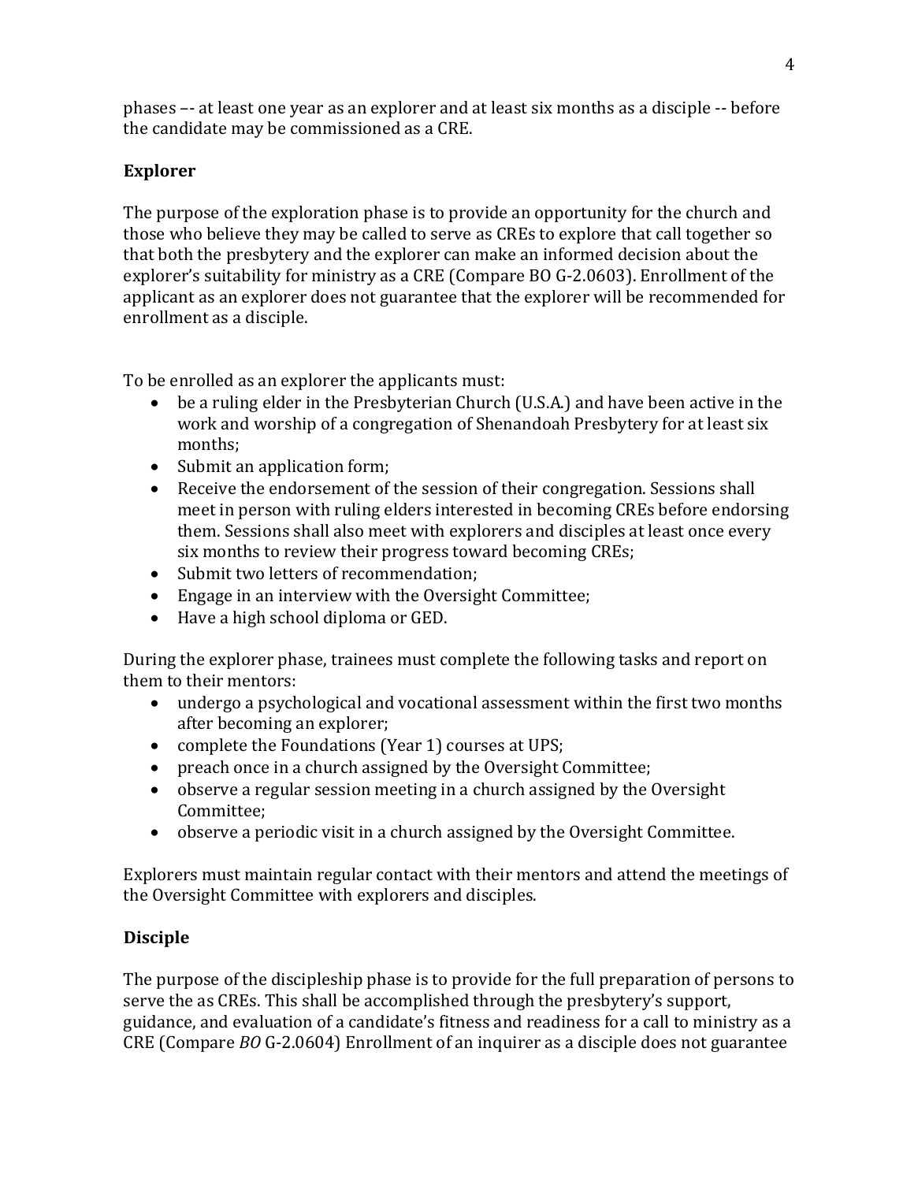phases –- at least one year as an explorer and at least six months as a disciple -- before the candidate may be commissioned as a CRE.

**Explorer**

The purpose of the exploration phase is to provide an opportunity for the church and those who believe they may be called to serve as CREs to explore that call together so that both the presbytery and the explorer can make an informed decision about the explorer's suitability for ministry as a CRE (Compare BO G-2.0603). Enrollment of the applicant as an explorer does not guarantee that the explorer will be recommended for enrollment as a disciple.

To be enrolled as an explorer the applicants must:

- be a ruling elder in the Presbyterian Church (U.S.A.) and have been active in the work and worship of a congregation of Shenandoah Presbytery for at least six months;
- Submit an application form;
- Receive the endorsement of the session of their congregation. Sessions shall meet in person with ruling elders interested in becoming CREs before endorsing them. Sessions shall also meet with explorers and disciples at least once every six months to review their progress toward becoming CREs;
- Submit two letters of recommendation;
- Engage in an interview with the Oversight Committee;
- Have a high school diploma or GED.

During the explorer phase, trainees must complete the following tasks and report on them to their mentors:

- undergo a psychological and vocational assessment within the first two months after becoming an explorer;
- complete the Foundations (Year 1) courses at UPS;
- preach once in a church assigned by the Oversight Committee;
- observe a regular session meeting in a church assigned by the Oversight Committee;
- observe a periodic visit in a church assigned by the Oversight Committee.

Explorers must maintain regular contact with their mentors and attend the meetings of the Oversight Committee with explorers and disciples.

**Disciple**

The purpose of the discipleship phase is to provide for the full preparation of persons to serve the as CREs. This shall be accomplished through the presbytery's support, guidance, and evaluation of a candidate's fitness and readiness for a call to ministry as a CRE (Compare *BO* G-2.0604) Enrollment of an inquirer as a disciple does not guarantee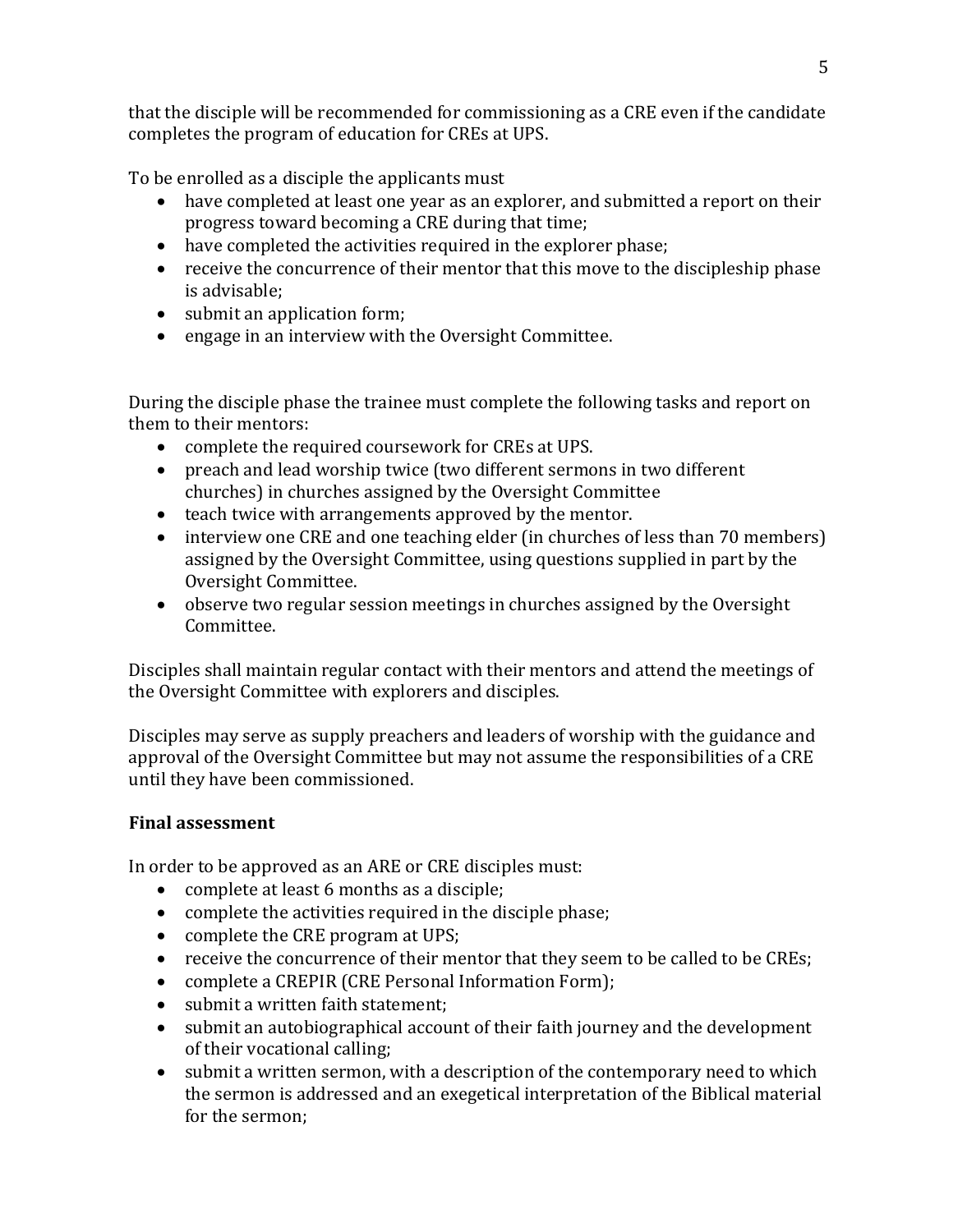that the disciple will be recommended for commissioning as a CRE even if the candidate completes the program of education for CREs at UPS.

To be enrolled as a disciple the applicants must

- have completed at least one year as an explorer, and submitted a report on their progress toward becoming a CRE during that time;
- have completed the activities required in the explorer phase;
- receive the concurrence of their mentor that this move to the discipleship phase is advisable;
- submit an application form;
- engage in an interview with the Oversight Committee.

During the disciple phase the trainee must complete the following tasks and report on them to their mentors:

- complete the required coursework for CREs at UPS.
- preach and lead worship twice (two different sermons in two different churches) in churches assigned by the Oversight Committee
- teach twice with arrangements approved by the mentor.
- interview one CRE and one teaching elder (in churches of less than 70 members) assigned by the Oversight Committee, using questions supplied in part by the Oversight Committee.
- observe two regular session meetings in churches assigned by the Oversight Committee.

Disciples shall maintain regular contact with their mentors and attend the meetings of the Oversight Committee with explorers and disciples.

Disciples may serve as supply preachers and leaders of worship with the guidance and approval of the Oversight Committee but may not assume the responsibilities of a CRE until they have been commissioned.

**Final assessment**

In order to be approved as an ARE or CRE disciples must:

- complete at least 6 months as a disciple;
- complete the activities required in the disciple phase;
- complete the CRE program at UPS;
- receive the concurrence of their mentor that they seem to be called to be CREs;
- complete a CREPIR (CRE Personal Information Form);
- submit a written faith statement;
- submit an autobiographical account of their faith journey and the development of their vocational calling;
- submit a written sermon, with a description of the contemporary need to which the sermon is addressed and an exegetical interpretation of the Biblical material for the sermon;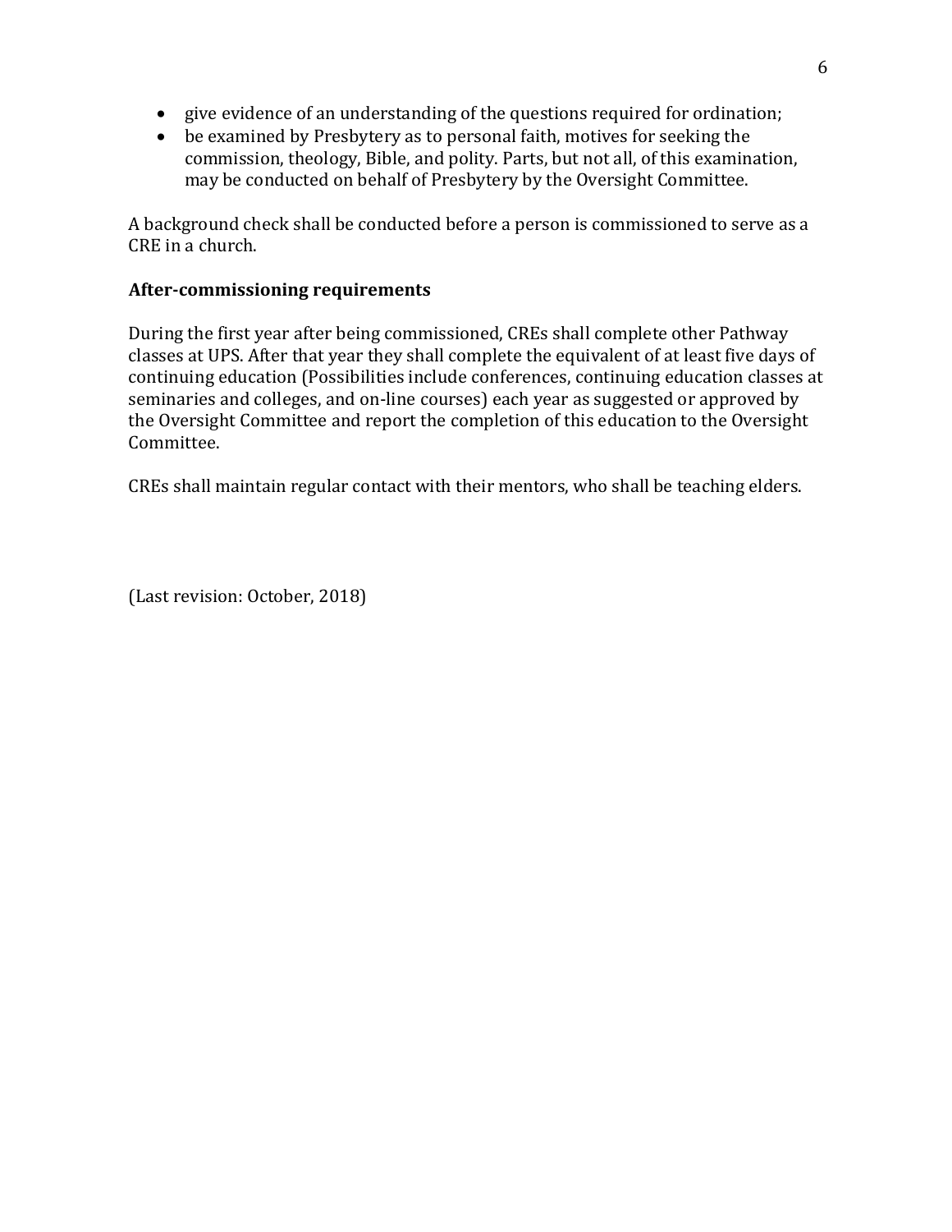- give evidence of an understanding of the questions required for ordination;
- be examined by Presbytery as to personal faith, motives for seeking the commission, theology, Bible, and polity. Parts, but not all, of this examination, may be conducted on behalf of Presbytery by the Oversight Committee.

A background check shall be conducted before a person is commissioned to serve as a CRE in a church.

**After-commissioning requirements**

During the first year after being commissioned, CREs shall complete other Pathway classes at UPS. After that year they shall complete the equivalent of at least five days of continuing education (Possibilities include conferences, continuing education classes at seminaries and colleges, and on-line courses) each year as suggested or approved by the Oversight Committee and report the completion of this education to the Oversight Committee.

CREs shall maintain regular contact with their mentors, who shall be teaching elders.

(Last revision: October, 2018)